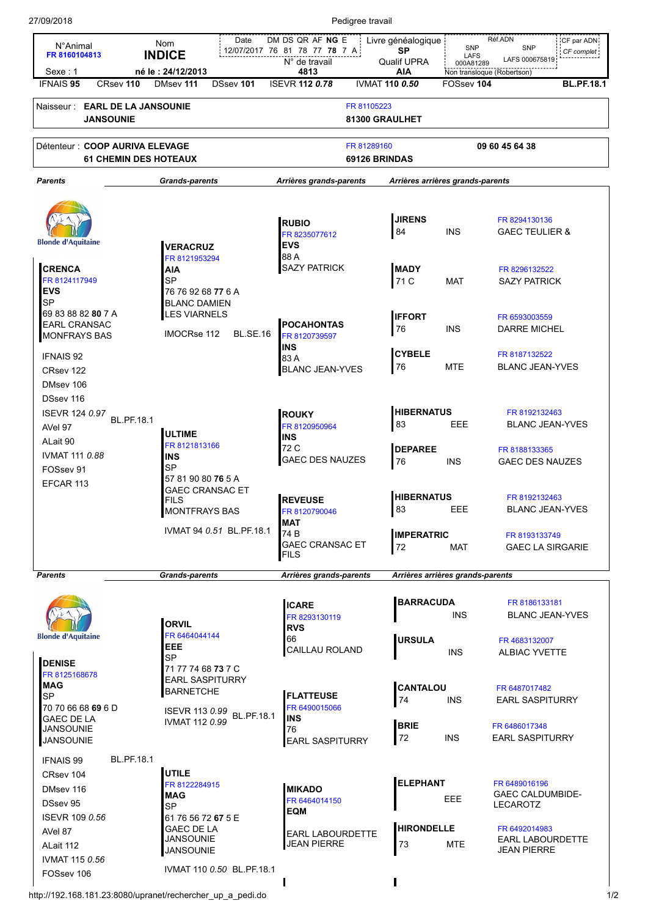Pedigree travail

| N°Animal | Nom | Date | DM DS QR AF **NG** E | Livre généalogique | SNP | Réf.ADN | CF par ADN |
|---|---|---|---|---|---|---|---|
| FR 8160104813 | **INDICE** | 12/07/2017 | 76 81 78 77 **78** 7 A | **SP** | LAFS 000A81289 | SNP LAFS 000675819 | CF complet |
| Sexe : 1 | **né le : 24/12/2013** | | N° de travail **4813** | Qualif UPRA **AIA** | Non transloque (Robertson) | | |

IFNAIS **95** | CRsev **110** | DMsev **111** | DSsev **101** | ISEVR **112** *0.78* | IVMAT **110** *0.50* | FOSsev **104** | **BL.PF.18.1**

Naisseur : **EARL DE LA JANSOUNIE JANSOUNIE** — FR 81105223 — **81300 GRAULHET**

Détenteur : **COOP AURIVA ELEVAGE 61 CHEMIN DES HOTEAUX** — FR 81289160 — **69126 BRINDAS** — **09 60 45 64 38**

| *Parents* | *Grands-parents* | *Arrières grands-parents* | *Arrières arrières grands-parents* |
|---|---|---|---|
| **CRENCA** FR 8124117949 **EVS** SP 69 83 88 82 **80** 7 A EARL CRANSAC MONFRAYS BAS | **VERACRUZ** FR 8121953294 **AIA** SP 76 76 92 68 **77** 6 A BLANC DAMIEN LES VIARNELS IMOCRse 112 BL.SE.16 | **RUBIO** FR 8235077612 **EVS** 88 A SAZY PATRICK | **JIRENS** 84 INS FR 8294130136 GAEC TEULIER & |
| | | | **MADY** 71 C MAT FR 8296132522 SAZY PATRICK |
| | | **POCAHONTAS** FR 8120739597 **INS** 83 A BLANC JEAN-YVES | **IFFORT** 76 INS FR 6593003559 DARRE MICHEL |
| | | | **CYBELE** 76 MTE FR 8187132522 BLANC JEAN-YVES |
| IFNAIS 92, CRsev 122, DMsev 106, DSsev 116, ISEVR 124 *0.97*, AVel 97, ALait 90, IVMAT 111 *0.88*, FOSsev 91, EFCAR 113 — BL.PF.18.1 | **ULTIME** FR 8121813166 **INS** SP 57 81 90 80 **76** 5 A GAEC CRANSAC ET FILS MONTFRAYS BAS IVMAT 94 *0.51* BL.PF.18.1 | **ROUKY** FR 8120950964 **INS** 72 C GAEC DES NAUZES | **HIBERNATUS** 83 EEE FR 8192132463 BLANC JEAN-YVES |
| | | | **DEPAREE** 76 INS FR 8188133365 GAEC DES NAUZES |
| | | **REVEUSE** FR 8120790046 **MAT** 74 B GAEC CRANSAC ET FILS | **HIBERNATUS** 83 EEE FR 8192132463 BLANC JEAN-YVES |
| | | | **IMPERATRIC** 72 MAT FR 8193133749 GAEC LA SIRGARIE |

| *Parents* | *Grands-parents* | *Arrières grands-parents* | *Arrières arrières grands-parents* |
|---|---|---|---|
| **DENISE** FR 8125168678 **MAG** SP 70 70 66 68 **69** 6 D GAEC DE LA JANSOUNIE JANSOUNIE | **ORVIL** FR 6464044144 **EEE** SP 71 77 74 68 **73** 7 C EARL SASPITURRY BARNETCHE ISEVR 113 *0.99* IVMAT 112 *0.99* BL.PF.18.1 | **ICARE** FR 8293130119 **RVS** 66 CAILLAU ROLAND | **BARRACUDA** INS FR 8186133181 BLANC JEAN-YVES |
| | | | **URSULA** INS FR 4683132007 ALBIAC YVETTE |
| | | **FLATTEUSE** FR 6490015066 **INS** 76 EARL SASPITURRY | **CANTALOU** 74 INS FR 6487017482 EARL SASPITURRY |
| | | | **BRIE** 72 INS FR 6486017348 EARL SASPITURRY |
| IFNAIS 99, CRsev 104, DMsev 116, DSsev 95, ISEVR 109 *0.56*, AVel 87, ALait 112, IVMAT 115 *0.56*, FOSsev 106 — BL.PF.18.1 | **UTILE** FR 8122284915 **MAG** SP 61 76 56 72 **67** 5 E GAEC DE LA JANSOUNIE JANSOUNIE IVMAT 110 *0.50* BL.PF.18.1 | **MIKADO** FR 6464014150 **EQM** EARL LABOURDETTE JEAN PIERRE | **ELEPHANT** EEE FR 6489016196 GAEC CALDUMBIDE-LECAROTZ |
| | | | **HIRONDELLE** 73 MTE FR 6492014983 EARL LABOURDETTE JEAN PIERRE |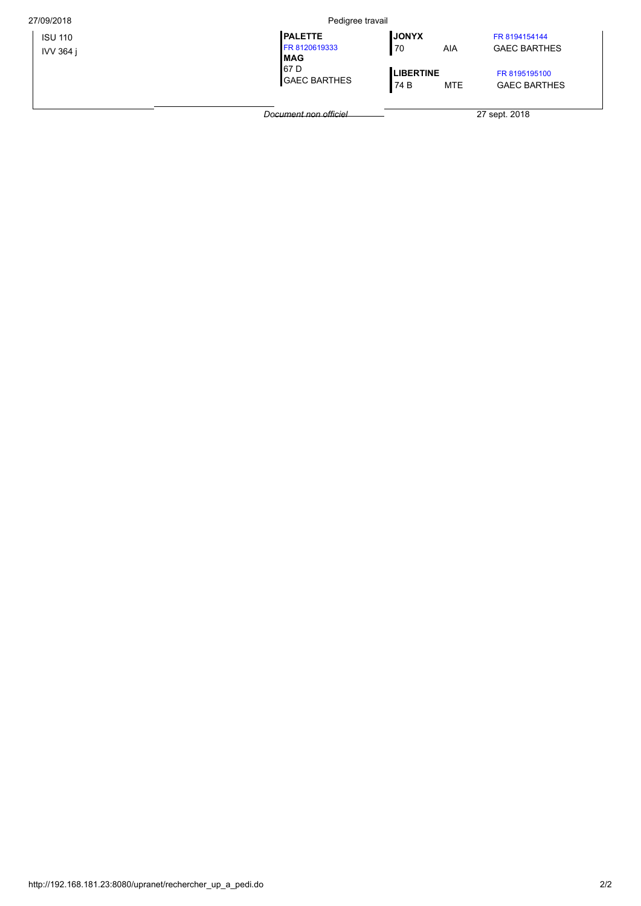ISU 110
IVV 364 j

| | | | | |
|---|---|---|---|---|
| **PALETTE** | **JONYX** | | FR 8194154144 | |
| FR 8120619333 | 70 | AIA | GAEC BARTHES | |
| **MAG** | | | | |
| 67 D | **LIBERTINE** | | FR 8195195100 | |
| GAEC BARTHES | 74 B | MTE | GAEC BARTHES | |

*Document non officiel*

27 sept. 2018